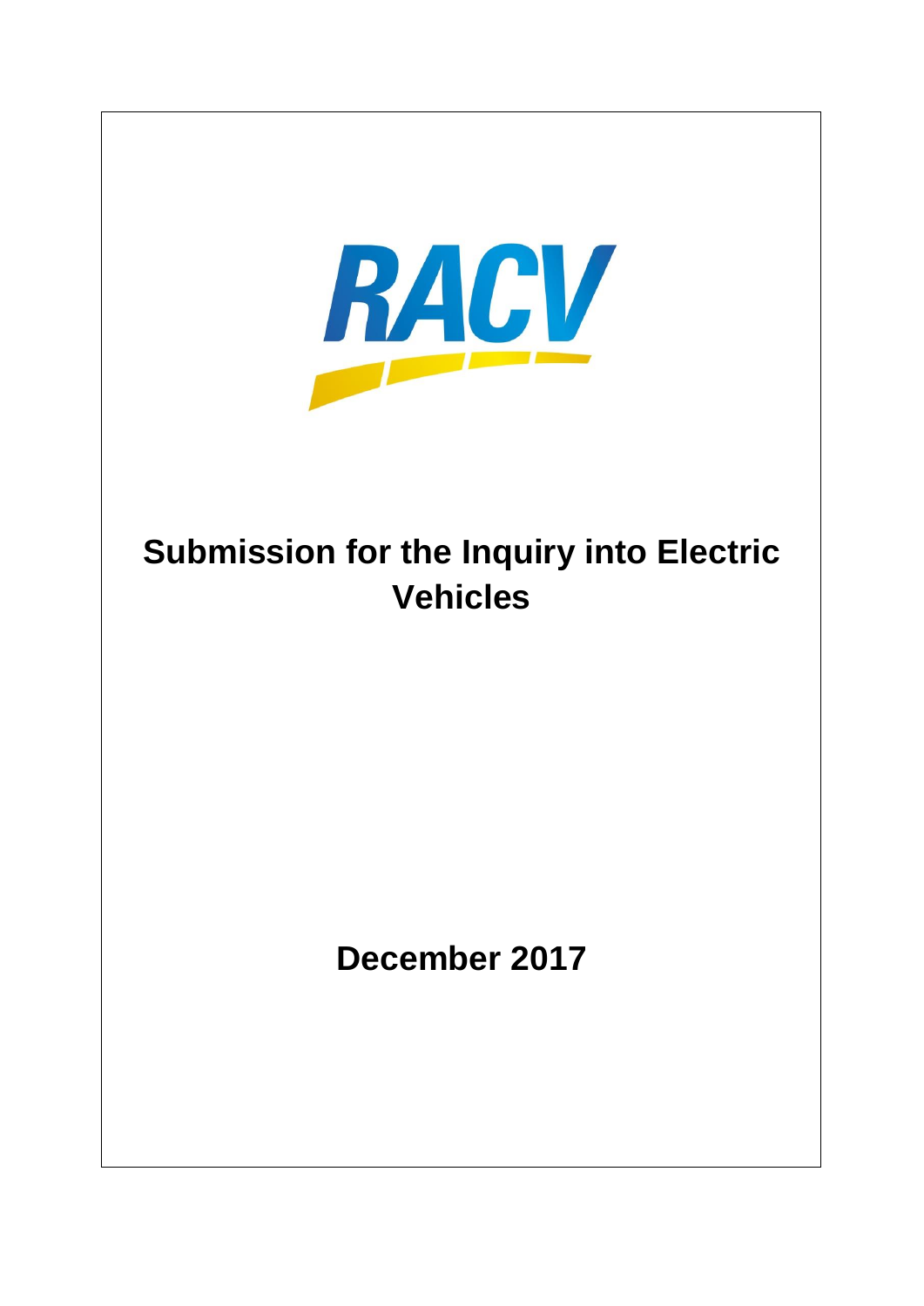RACV

# Submission for the Inquiry into Electric Vehicles

**December 2017**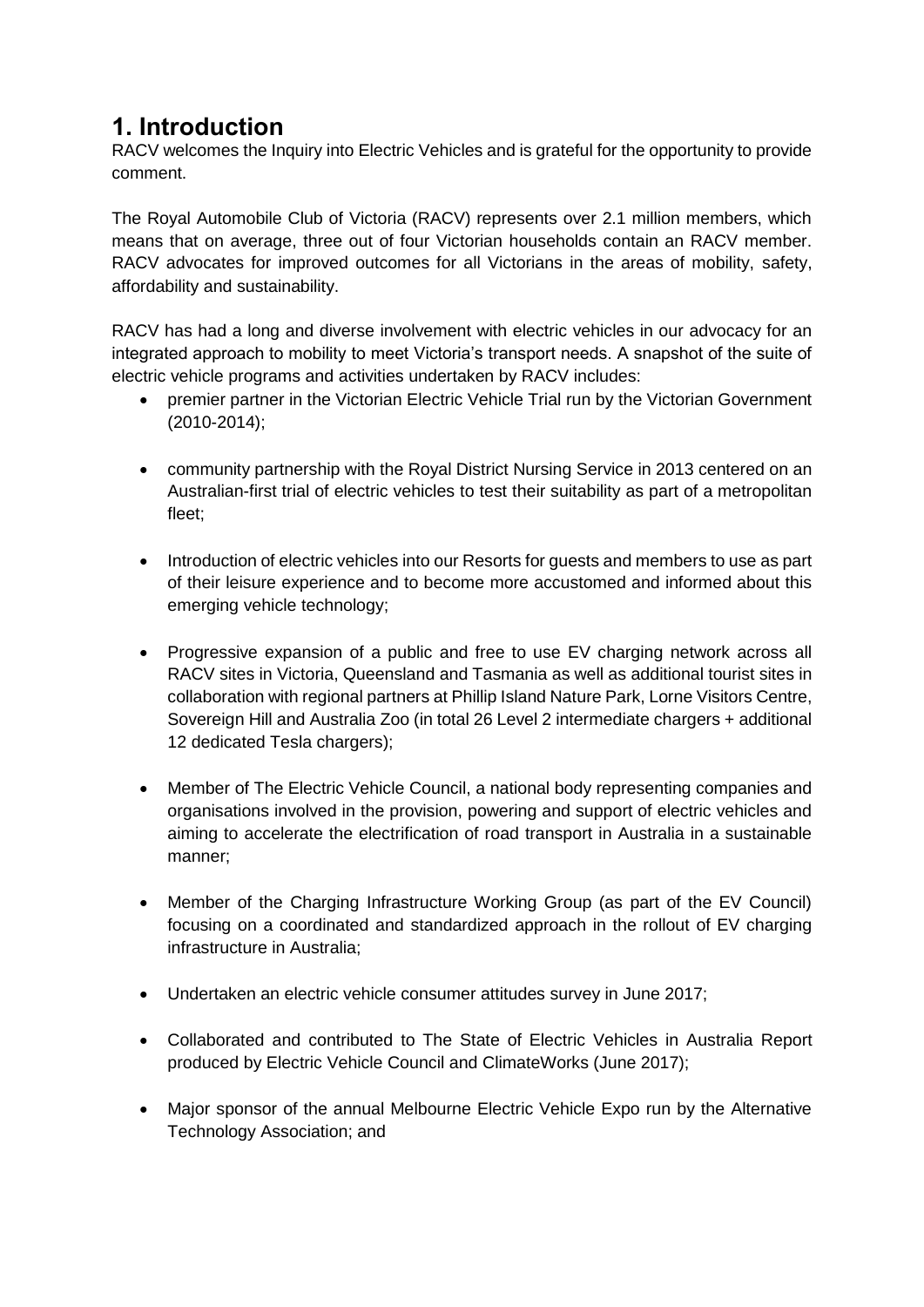# 1. Introduction

RACV welcomes the Inquiry into Electric Vehicles and is grateful for the opportunity to provide comment.

The Royal Automobile Club of Victoria (RACV) represents over 2.1 million members, which means that on average, three out of four Victorian households contain an RACV member. RACV advocates for improved outcomes for all Victorians in the areas of mobility, safety, affordability and sustainability.

RACV has had a long and diverse involvement with electric vehicles in our advocacy for an integrated approach to mobility to meet Victoria's transport needs. A snapshot of the suite of electric vehicle programs and activities undertaken by RACV includes:

- premier partner in the Victorian Electric Vehicle Trial run by the Victorian Government (2010-2014);
- community partnership with the Royal District Nursing Service in 2013 centered on an Australian-first trial of electric vehicles to test their suitability as part of a metropolitan fleet;
- Introduction of electric vehicles into our Resorts for guests and members to use as part of their leisure experience and to become more accustomed and informed about this emerging vehicle technology;
- Progressive expansion of a public and free to use EV charging network across all RACV sites in Victoria, Queensland and Tasmania as well as additional tourist sites in collaboration with regional partners at Phillip Island Nature Park, Lorne Visitors Centre, Sovereign Hill and Australia Zoo (in total 26 Level 2 intermediate chargers + additional 12 dedicated Tesla chargers);
- Member of The Electric Vehicle Council, a national body representing companies and organisations involved in the provision, powering and support of electric vehicles and aiming to accelerate the electrification of road transport in Australia in a sustainable manner;
- Member of the Charging Infrastructure Working Group (as part of the EV Council) focusing on a coordinated and standardized approach in the rollout of EV charging infrastructure in Australia;
- Undertaken an electric vehicle consumer attitudes survey in June 2017;
- Collaborated and contributed to The State of Electric Vehicles in Australia Report produced by Electric Vehicle Council and ClimateWorks (June 2017);
- Major sponsor of the annual Melbourne Electric Vehicle Expo run by the Alternative Technology Association; and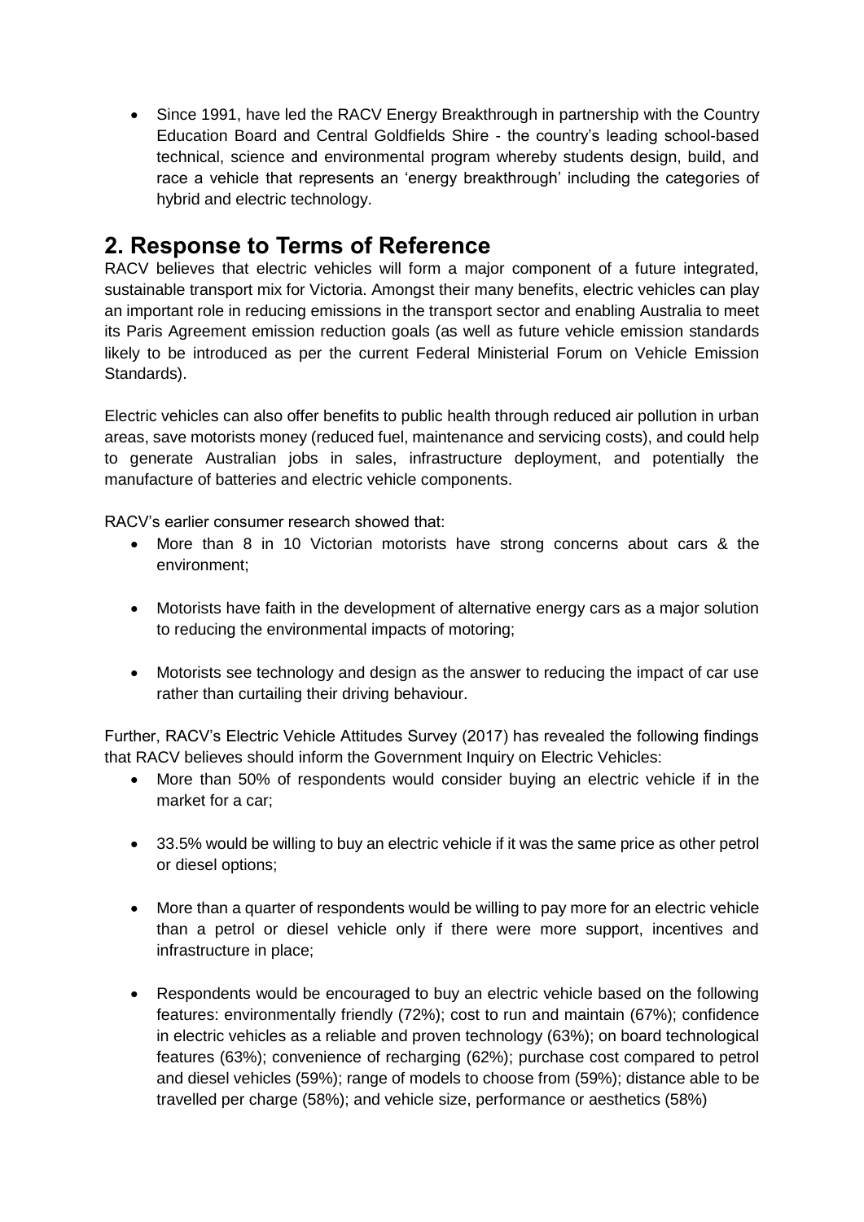- Since 1991, have led the RACV Energy Breakthrough in partnership with the Country Education Board and Central Goldfields Shire - the country's leading school-based technical, science and environmental program whereby students design, build, and race a vehicle that represents an 'energy breakthrough' including the categories of hybrid and electric technology.

## 2. Response to Terms of Reference

RACV believes that electric vehicles will form a major component of a future integrated, sustainable transport mix for Victoria. Amongst their many benefits, electric vehicles can play an important role in reducing emissions in the transport sector and enabling Australia to meet its Paris Agreement emission reduction goals (as well as future vehicle emission standards likely to be introduced as per the current Federal Ministerial Forum on Vehicle Emission Standards).

Electric vehicles can also offer benefits to public health through reduced air pollution in urban areas, save motorists money (reduced fuel, maintenance and servicing costs), and could help to generate Australian jobs in sales, infrastructure deployment, and potentially the manufacture of batteries and electric vehicle components.

RACV's earlier consumer research showed that:

- More than 8 in 10 Victorian motorists have strong concerns about cars & the environment;
- Motorists have faith in the development of alternative energy cars as a major solution to reducing the environmental impacts of motoring;
- Motorists see technology and design as the answer to reducing the impact of car use rather than curtailing their driving behaviour.

Further, RACV's Electric Vehicle Attitudes Survey (2017) has revealed the following findings that RACV believes should inform the Government Inquiry on Electric Vehicles:

- More than 50% of respondents would consider buying an electric vehicle if in the market for a car;
- 33.5% would be willing to buy an electric vehicle if it was the same price as other petrol or diesel options;
- More than a quarter of respondents would be willing to pay more for an electric vehicle than a petrol or diesel vehicle only if there were more support, incentives and infrastructure in place;
- Respondents would be encouraged to buy an electric vehicle based on the following features: environmentally friendly (72%); cost to run and maintain (67%); confidence in electric vehicles as a reliable and proven technology (63%); on board technological features (63%); convenience of recharging (62%); purchase cost compared to petrol and diesel vehicles (59%); range of models to choose from (59%); distance able to be travelled per charge (58%); and vehicle size, performance or aesthetics (58%)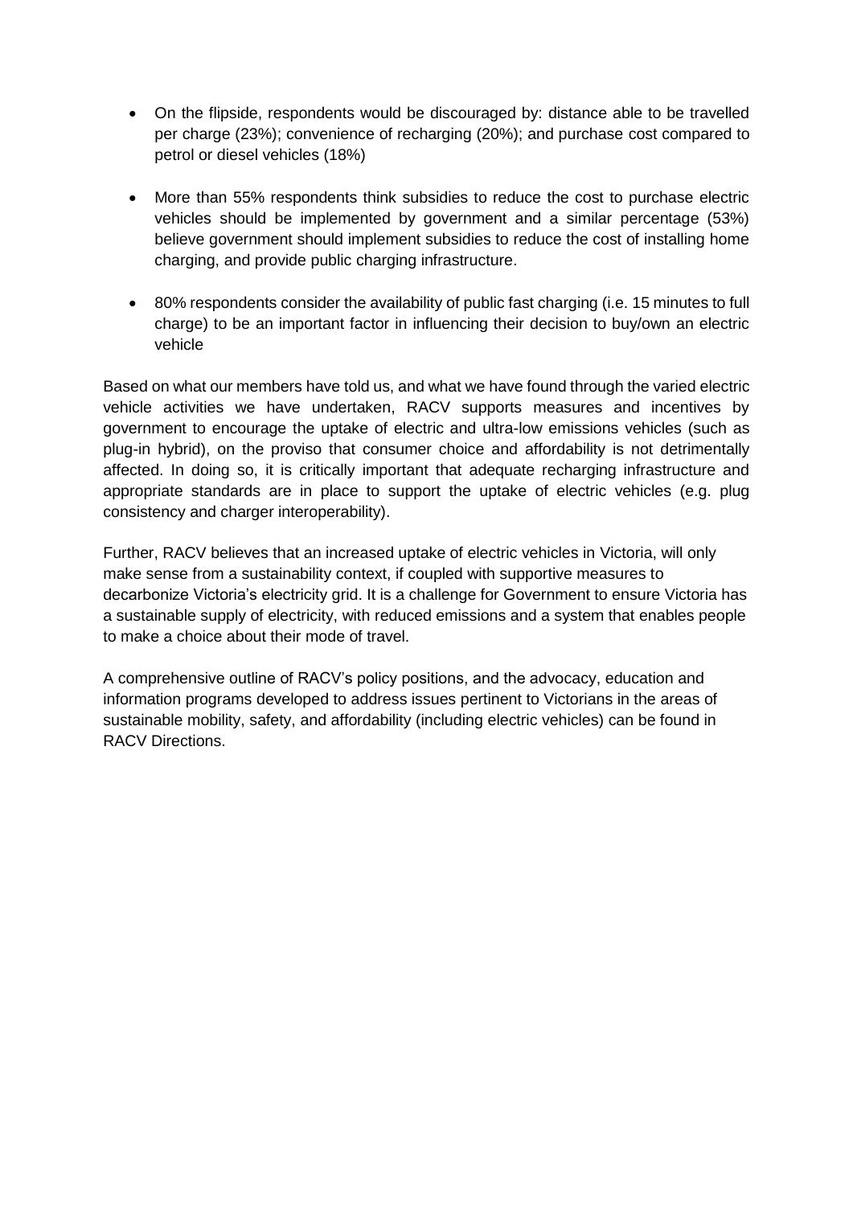- On the flipside, respondents would be discouraged by: distance able to be travelled per charge (23%); convenience of recharging (20%); and purchase cost compared to petrol or diesel vehicles (18%)
- More than 55% respondents think subsidies to reduce the cost to purchase electric vehicles should be implemented by government and a similar percentage (53%) believe government should implement subsidies to reduce the cost of installing home charging, and provide public charging infrastructure.
- 80% respondents consider the availability of public fast charging (i.e. 15 minutes to full charge) to be an important factor in influencing their decision to buy/own an electric vehicle

Based on what our members have told us, and what we have found through the varied electric vehicle activities we have undertaken, RACV supports measures and incentives by government to encourage the uptake of electric and ultra-low emissions vehicles (such as plug-in hybrid), on the proviso that consumer choice and affordability is not detrimentally affected. In doing so, it is critically important that adequate recharging infrastructure and appropriate standards are in place to support the uptake of electric vehicles (e.g. plug consistency and charger interoperability).

Further, RACV believes that an increased uptake of electric vehicles in Victoria, will only make sense from a sustainability context, if coupled with supportive measures to decarbonize Victoria's electricity grid. It is a challenge for Government to ensure Victoria has a sustainable supply of electricity, with reduced emissions and a system that enables people to make a choice about their mode of travel.

A comprehensive outline of RACV's policy positions, and the advocacy, education and information programs developed to address issues pertinent to Victorians in the areas of sustainable mobility, safety, and affordability (including electric vehicles) can be found in RACV Directions.